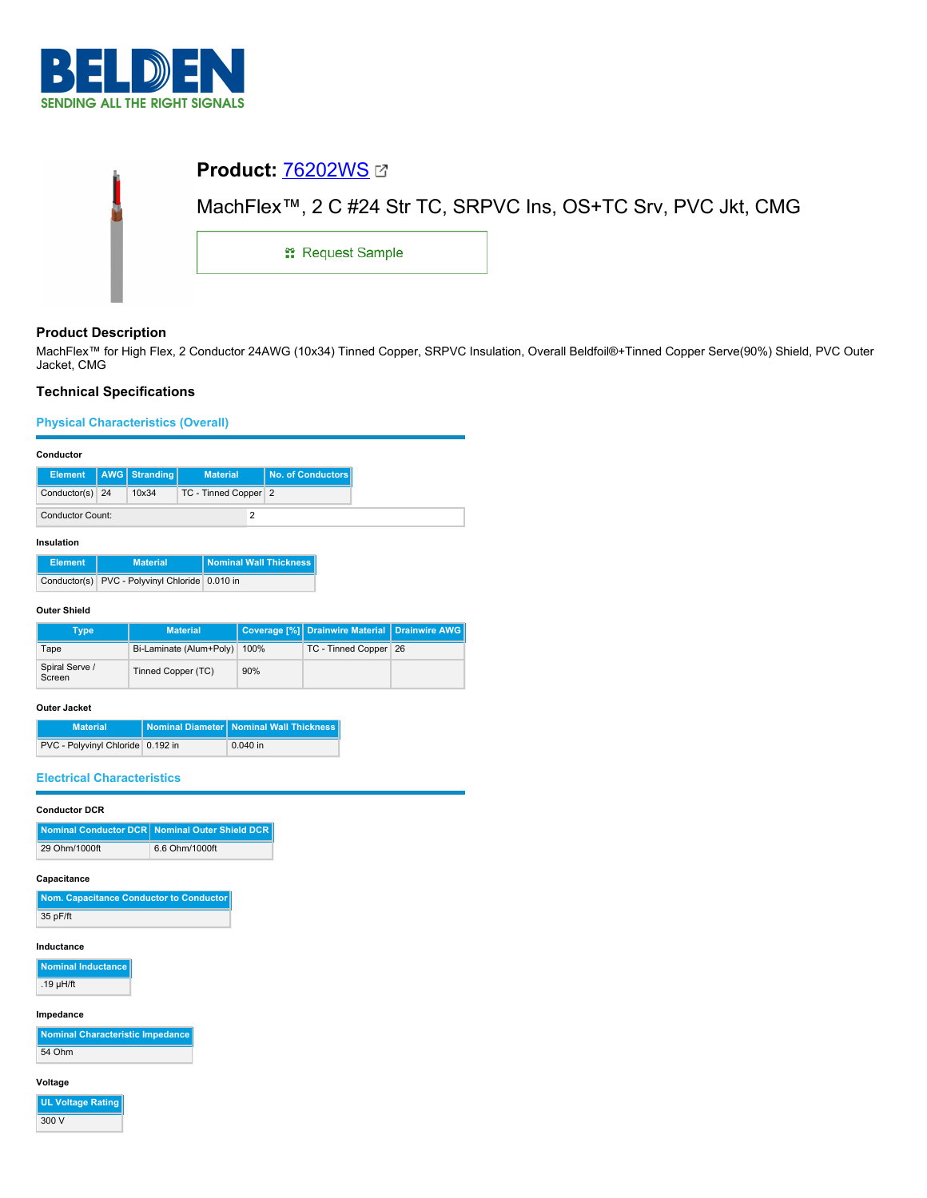# Product: 76202WS

MachFlex™, 2 C #24 Str TC, SRPVC Ins, OS+TC Srv, PVC Jkt, CMG

Request Sample

## Product Description

MachFlex™ for High Flex, 2 Conductor 24AWG (10x34) Tinned Copper, SRPVC Insulation, Overall Beldfoil®+Tinned Copper Serve(90%) Shield, PVC Outer Jacket, CMG

## Technical Specifications

### Physical Characteristics (Overall)

#### Conductor

| Element | AWG | Stranding | Material | No. of Conductors |
|---|---|---|---|---|
| Conductor(s) | 24 | 10x34 | TC - Tinned Copper | 2 |

| Conductor Count: | 2 |
|---|---|

#### Insulation

| Element | Material | Nominal Wall Thickness |
|---|---|---|
| Conductor(s) | PVC - Polyvinyl Chloride | 0.010 in |

#### Outer Shield

| Type | Material | Coverage [%] | Drainwire Material | Drainwire AWG |
|---|---|---|---|---|
| Tape | Bi-Laminate (Alum+Poly) | 100% | TC - Tinned Copper | 26 |
| Spiral Serve / Screen | Tinned Copper (TC) | 90% | | |

#### Outer Jacket

| Material | Nominal Diameter | Nominal Wall Thickness |
|---|---|---|
| PVC - Polyvinyl Chloride | 0.192 in | 0.040 in |

### Electrical Characteristics

#### Conductor DCR

| Nominal Conductor DCR | Nominal Outer Shield DCR |
|---|---|
| 29 Ohm/1000ft | 6.6 Ohm/1000ft |

#### Capacitance

| Nom. Capacitance Conductor to Conductor |
|---|
| 35 pF/ft |

#### Inductance

| Nominal Inductance |
|---|
| .19 µH/ft |

#### Impedance

| Nominal Characteristic Impedance |
|---|
| 54 Ohm |

#### Voltage

| UL Voltage Rating |
|---|
| 300 V |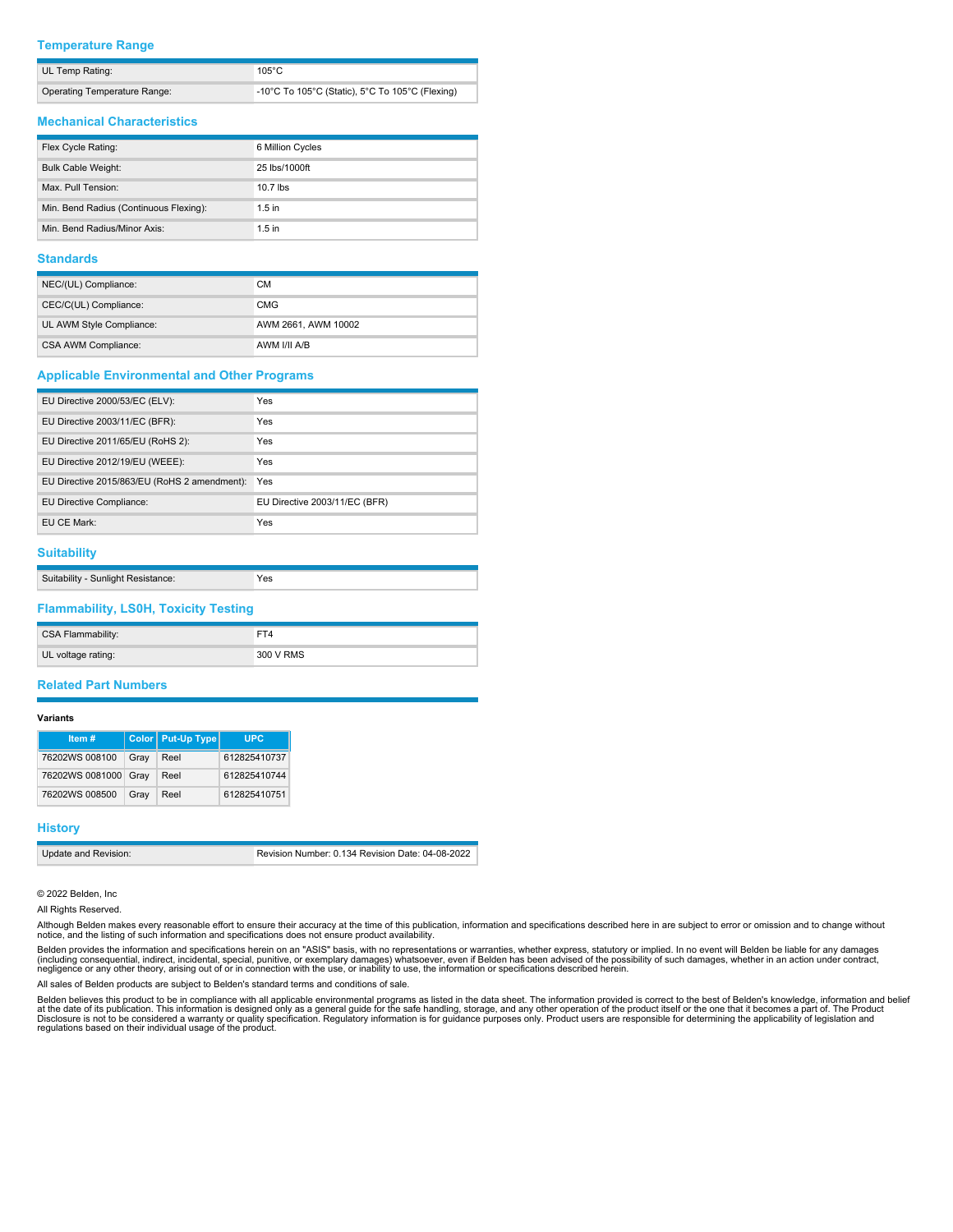## Temperature Range

| | |
|---|---|
| UL Temp Rating: | 105°C |
| Operating Temperature Range: | -10°C To 105°C (Static), 5°C To 105°C (Flexing) |

## Mechanical Characteristics

| | |
|---|---|
| Flex Cycle Rating: | 6 Million Cycles |
| Bulk Cable Weight: | 25 lbs/1000ft |
| Max. Pull Tension: | 10.7 lbs |
| Min. Bend Radius (Continuous Flexing): | 1.5 in |
| Min. Bend Radius/Minor Axis: | 1.5 in |

## Standards

| | |
|---|---|
| NEC/(UL) Compliance: | CM |
| CEC/C(UL) Compliance: | CMG |
| UL AWM Style Compliance: | AWM 2661, AWM 10002 |
| CSA AWM Compliance: | AWM I/II A/B |

## Applicable Environmental and Other Programs

| | |
|---|---|
| EU Directive 2000/53/EC (ELV): | Yes |
| EU Directive 2003/11/EC (BFR): | Yes |
| EU Directive 2011/65/EU (RoHS 2): | Yes |
| EU Directive 2012/19/EU (WEEE): | Yes |
| EU Directive 2015/863/EU (RoHS 2 amendment): | Yes |
| EU Directive Compliance: | EU Directive 2003/11/EC (BFR) |
| EU CE Mark: | Yes |

## Suitability

| | |
|---|---|
| Suitability - Sunlight Resistance: | Yes |

## Flammability, LS0H, Toxicity Testing

| | |
|---|---|
| CSA Flammability: | FT4 |
| UL voltage rating: | 300 V RMS |

## Related Part Numbers

**Variants**

| Item # | Color | Put-Up Type | UPC |
|---|---|---|---|
| 76202WS 008100 | Gray | Reel | 612825410737 |
| 76202WS 0081000 | Gray | Reel | 612825410744 |
| 76202WS 008500 | Gray | Reel | 612825410751 |

## History

| | |
|---|---|
| Update and Revision: | Revision Number: 0.134 Revision Date: 04-08-2022 |

© 2022 Belden, Inc

All Rights Reserved.

Although Belden makes every reasonable effort to ensure their accuracy at the time of this publication, information and specifications described here in are subject to error or omission and to change without notice, and the listing of such information and specifications does not ensure product availability.

Belden provides the information and specifications herein on an "ASIS" basis, with no representations or warranties, whether express, statutory or implied. In no event will Belden be liable for any damages (including consequential, indirect, incidental, special, punitive, or exemplary damages) whatsoever, even if Belden has been advised of the possibility of such damages, whether in an action under contract, negligence or any other theory, arising out of or in connection with the use, or inability to use, the information or specifications described herein.

All sales of Belden products are subject to Belden's standard terms and conditions of sale.

Belden believes this product to be in compliance with all applicable environmental programs as listed in the data sheet. The information provided is correct to the best of Belden's knowledge, information and belief at the date of its publication. This information is designed only as a general guide for the safe handling, storage, and any other operation of the product itself or the one that it becomes a part of. The Product Disclosure is not to be considered a warranty or quality specification. Regulatory information is for guidance purposes only. Product users are responsible for determining the applicability of legislation and regulations based on their individual usage of the product.